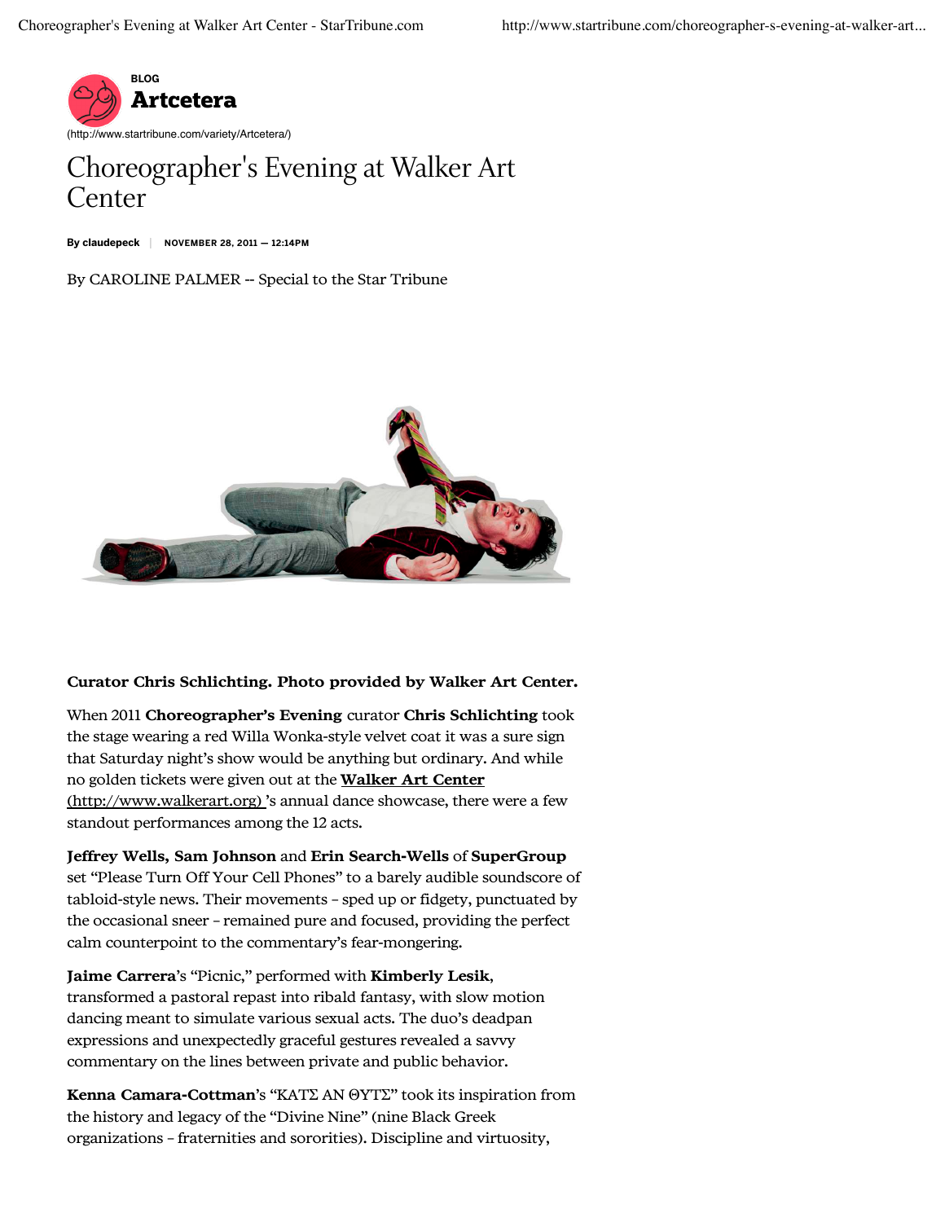BLOG

**Artcetera**

(http://www.startribune.com/variety/Artcetera/)

# Choreographer's Evening at Walker Art Center

**By claudepeck** | **NOVEMBER 28, 2011 — 12:14PM**

By CAROLINE PALMER -- Special to the Star Tribune

**Curator Chris Schlichting. Photo provided by Walker Art Center.**

When 2011 **Choreographer's Evening** curator **Chris Schlichting** took the stage wearing a red Willa Wonka-style velvet coat it was a sure sign that Saturday night's show would be anything but ordinary. And while no golden tickets were given out at the **Walker Art Center** (http://www.walkerart.org) 's annual dance showcase, there were a few standout performances among the 12 acts.

**Jeffrey Wells, Sam Johnson** and **Erin Search-Wells** of **SuperGroup** set "Please Turn Off Your Cell Phones" to a barely audible soundscore of tabloid-style news. Their movements – sped up or fidgety, punctuated by the occasional sneer – remained pure and focused, providing the perfect calm counterpoint to the commentary's fear-mongering.

**Jaime Carrera**'s "Picnic," performed with **Kimberly Lesik**, transformed a pastoral repast into ribald fantasy, with slow motion dancing meant to simulate various sexual acts. The duo's deadpan expressions and unexpectedly graceful gestures revealed a savvy commentary on the lines between private and public behavior.

**Kenna Camara-Cottman**'s "ΚΑΤΣ ΑΝ ΘΥΤΣ" took its inspiration from the history and legacy of the "Divine Nine" (nine Black Greek organizations – fraternities and sororities). Discipline and virtuosity,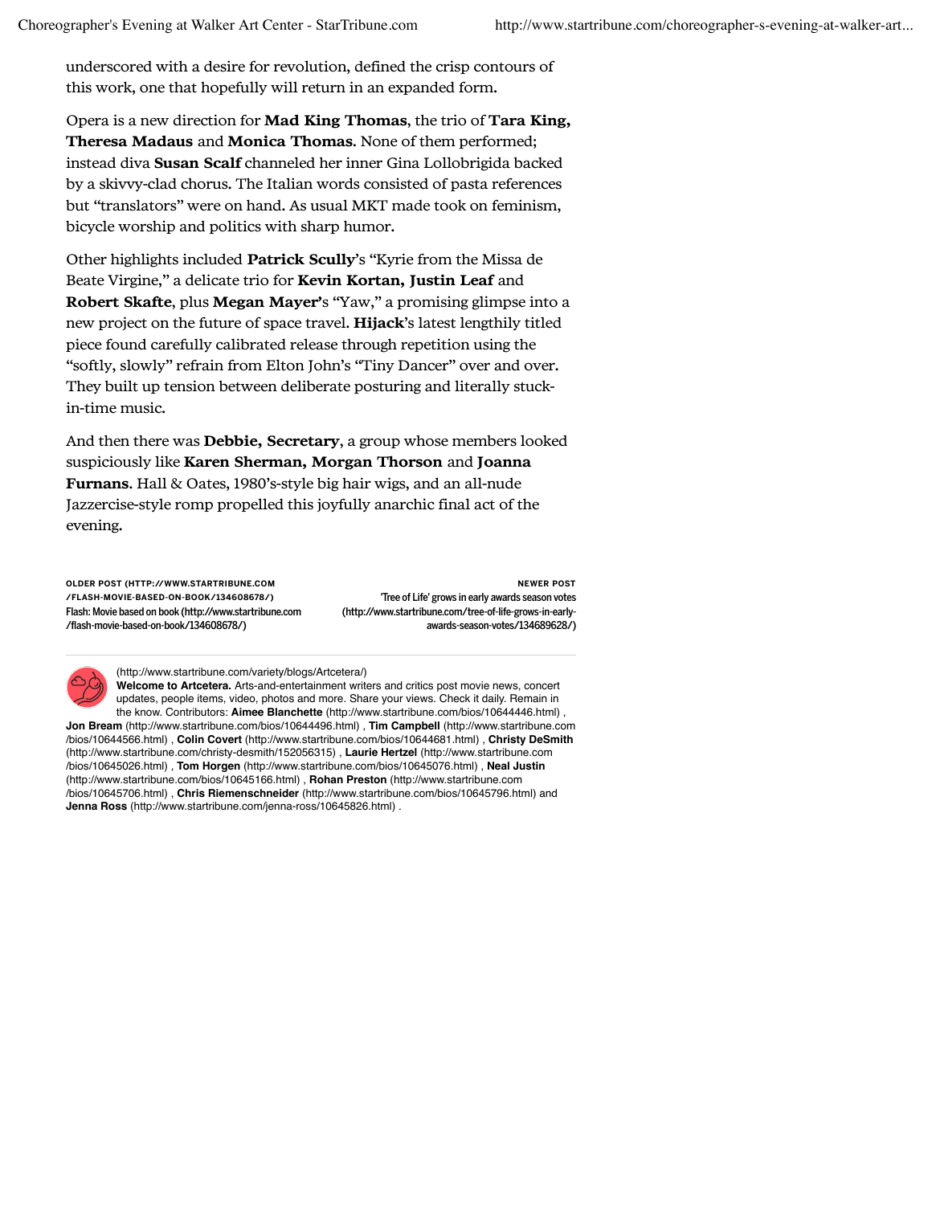underscored with a desire for revolution, defined the crisp contours of this work, one that hopefully will return in an expanded form.

Opera is a new direction for **Mad King Thomas**, the trio of **Tara King, Theresa Madaus** and **Monica Thomas**. None of them performed; instead diva **Susan Scalf** channeled her inner Gina Lollobrigida backed by a skivvy-clad chorus. The Italian words consisted of pasta references but “translators” were on hand. As usual MKT made took on feminism, bicycle worship and politics with sharp humor.

Other highlights included **Patrick Scully**’s “Kyrie from the Missa de Beate Virgine,” a delicate trio for **Kevin Kortan, Justin Leaf** and **Robert Skafte**, plus **Megan Mayer**’s “Yaw,” a promising glimpse into a new project on the future of space travel. **Hijack**’s latest lengthily titled piece found carefully calibrated release through repetition using the “softly, slowly” refrain from Elton John’s “Tiny Dancer” over and over. They built up tension between deliberate posturing and literally stuck-in-time music.

And then there was **Debbie, Secretary**, a group whose members looked suspiciously like **Karen Sherman, Morgan Thorson** and **Joanna Furnans**. Hall & Oates, 1980’s-style big hair wigs, and an all-nude Jazzercise-style romp propelled this joyfully anarchic final act of the evening.

**OLDER POST (HTTP://WWW.STARTRIBUNE.COM/FLASH-MOVIE-BASED-ON-BOOK/134608678/)**
Flash: Movie based on book (http://www.startribune.com/flash-movie-based-on-book/134608678/)

**NEWER POST**
'Tree of Life' grows in early awards season votes (http://www.startribune.com/tree-of-life-grows-in-early-awards-season-votes/134689628/)

(http://www.startribune.com/variety/blogs/Artcetera/)
**Welcome to Artcetera.** Arts-and-entertainment writers and critics post movie news, concert updates, people items, video, photos and more. Share your views. Check it daily. Remain in the know. Contributors: **Aimee Blanchette** (http://www.startribune.com/bios/10644446.html) , **Jon Bream** (http://www.startribune.com/bios/10644496.html) , **Tim Campbell** (http://www.startribune.com/bios/10644566.html) , **Colin Covert** (http://www.startribune.com/bios/10644681.html) , **Christy DeSmith** (http://www.startribune.com/christy-desmith/152056315) , **Laurie Hertzel** (http://www.startribune.com/bios/10645026.html) , **Tom Horgen** (http://www.startribune.com/bios/10645076.html) , **Neal Justin** (http://www.startribune.com/bios/10645166.html) , **Rohan Preston** (http://www.startribune.com/bios/10645706.html) , **Chris Riemenschneider** (http://www.startribune.com/bios/10645796.html) and **Jenna Ross** (http://www.startribune.com/jenna-ross/10645826.html) .